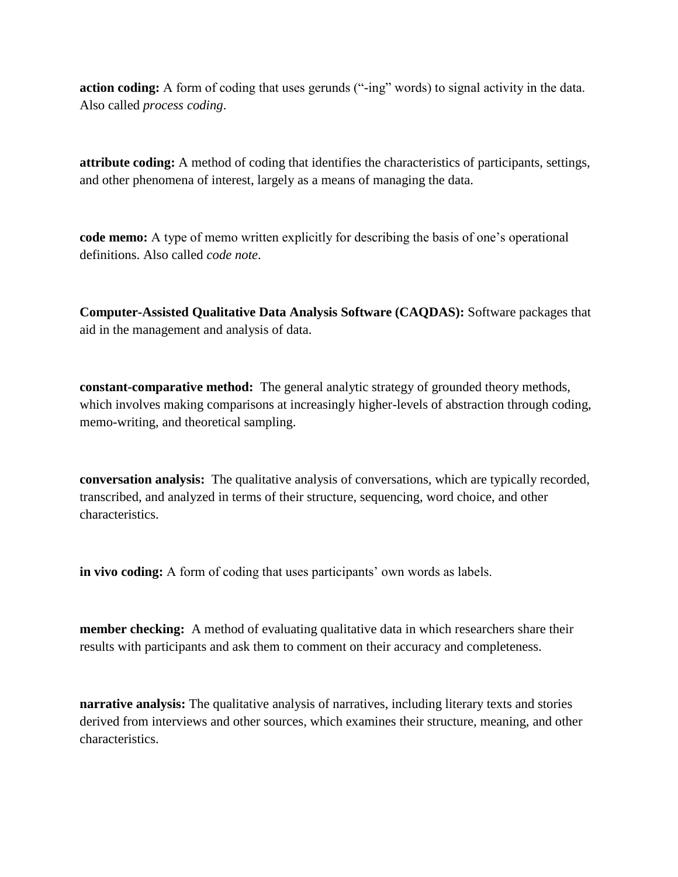**action coding:** A form of coding that uses gerunds ("-ing" words) to signal activity in the data. Also called *process coding*.

**attribute coding:** A method of coding that identifies the characteristics of participants, settings, and other phenomena of interest, largely as a means of managing the data.

**code memo:** A type of memo written explicitly for describing the basis of one's operational definitions. Also called *code note*.

**Computer-Assisted Qualitative Data Analysis Software (CAQDAS):** Software packages that aid in the management and analysis of data.

**constant-comparative method:** The general analytic strategy of grounded theory methods, which involves making comparisons at increasingly higher-levels of abstraction through coding, memo-writing, and theoretical sampling.

**conversation analysis:** The qualitative analysis of conversations, which are typically recorded, transcribed, and analyzed in terms of their structure, sequencing, word choice, and other characteristics.

**in vivo coding:** A form of coding that uses participants' own words as labels.

**member checking:** A method of evaluating qualitative data in which researchers share their results with participants and ask them to comment on their accuracy and completeness.

**narrative analysis:** The qualitative analysis of narratives, including literary texts and stories derived from interviews and other sources, which examines their structure, meaning, and other characteristics.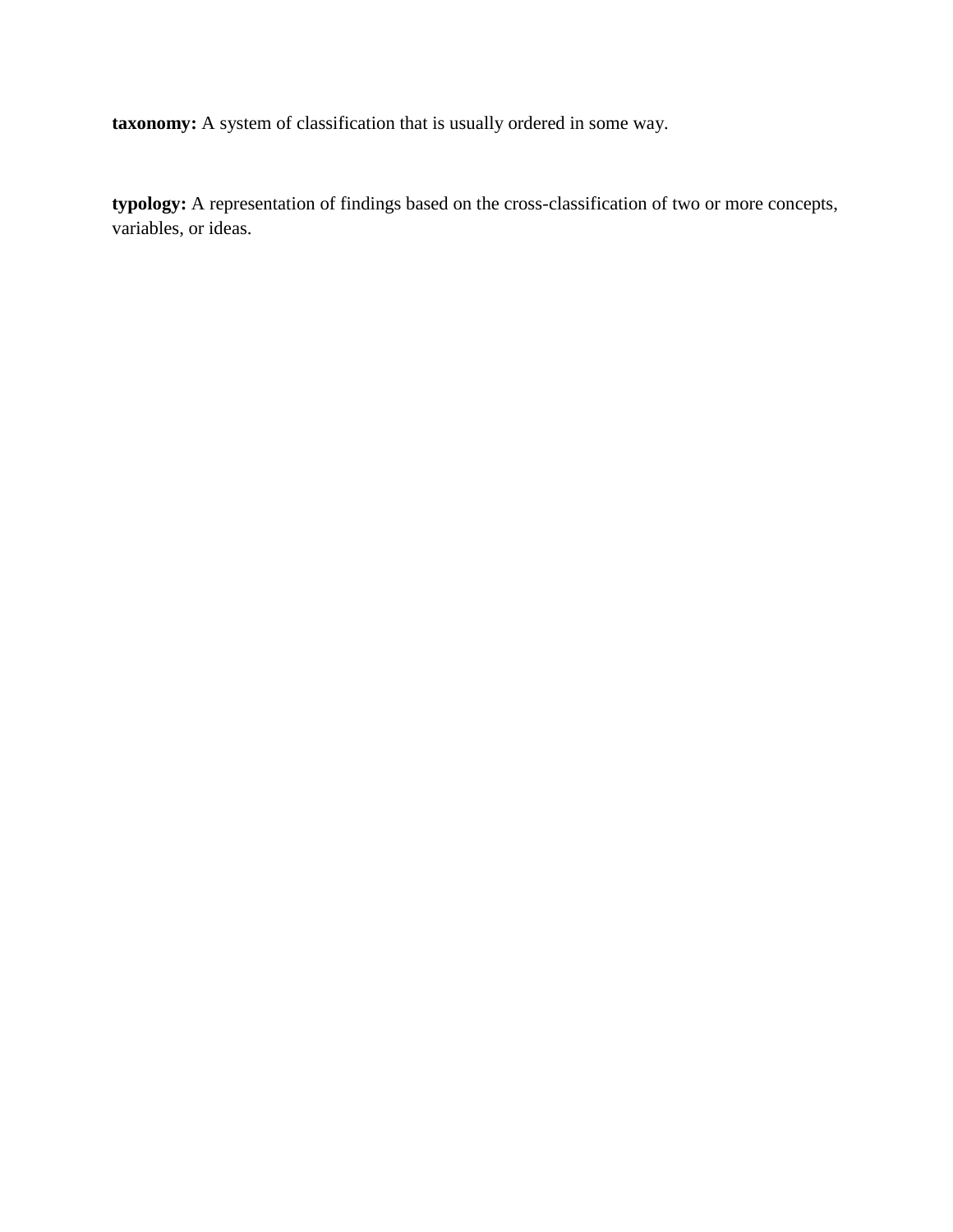**taxonomy:** A system of classification that is usually ordered in some way.

**typology:** A representation of findings based on the cross-classification of two or more concepts, variables, or ideas.